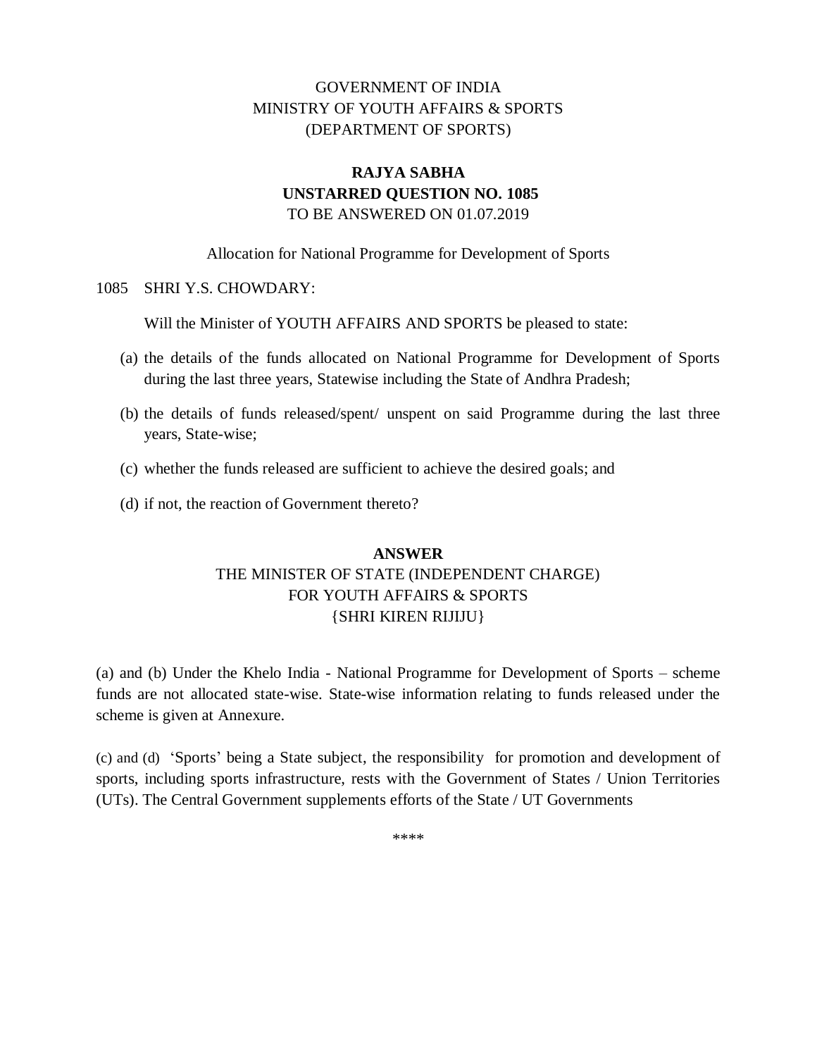GOVERNMENT OF INDIA
MINISTRY OF YOUTH AFFAIRS & SPORTS
(DEPARTMENT OF SPORTS)

**RAJYA SABHA**
**UNSTARRED QUESTION NO. 1085**
TO BE ANSWERED ON 01.07.2019

Allocation for National Programme for Development of Sports

1085 SHRI Y.S. CHOWDARY:

Will the Minister of YOUTH AFFAIRS AND SPORTS be pleased to state:

(a) the details of the funds allocated on National Programme for Development of Sports during the last three years, Statewise including the State of Andhra Pradesh;

(b) the details of funds released/spent/ unspent on said Programme during the last three years, State-wise;

(c) whether the funds released are sufficient to achieve the desired goals; and

(d) if not, the reaction of Government thereto?

**ANSWER**
THE MINISTER OF STATE (INDEPENDENT CHARGE)
FOR YOUTH AFFAIRS & SPORTS
{SHRI KIREN RIJIJU}

(a) and (b) Under the Khelo India - National Programme for Development of Sports – scheme funds are not allocated state-wise. State-wise information relating to funds released under the scheme is given at Annexure.

(c) and (d) 'Sports' being a State subject, the responsibility for promotion and development of sports, including sports infrastructure, rests with the Government of States / Union Territories (UTs). The Central Government supplements efforts of the State / UT Governments

****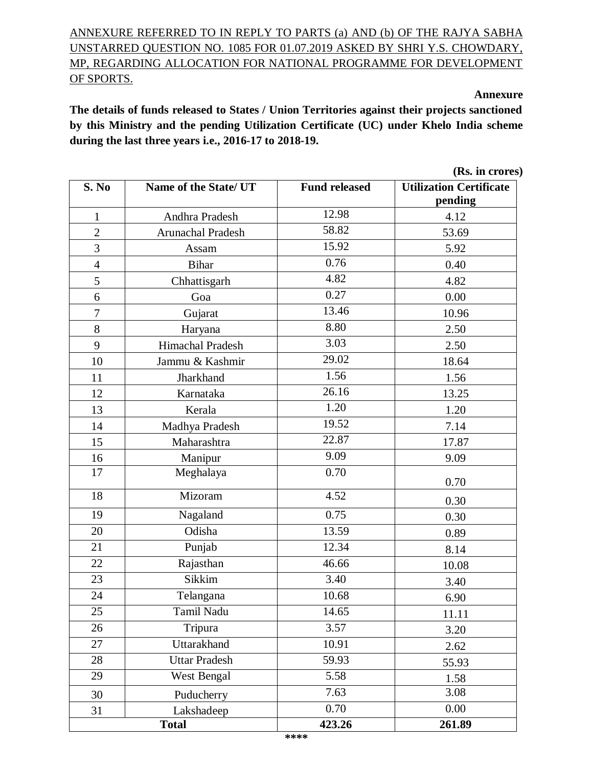ANNEXURE REFERRED TO IN REPLY TO PARTS (a) AND (b) OF THE RAJYA SABHA UNSTARRED QUESTION NO. 1085 FOR 01.07.2019 ASKED BY SHRI Y.S. CHOWDARY, MP, REGARDING ALLOCATION FOR NATIONAL PROGRAMME FOR DEVELOPMENT OF SPORTS.

**Annexure**

**The details of funds released to States / Union Territories against their projects sanctioned by this Ministry and the pending Utilization Certificate (UC) under Khelo India scheme during the last three years i.e., 2016-17 to 2018-19.**

**(Rs. in crores)**

| S. No | Name of the State/ UT | Fund released | Utilization Certificate pending |
|---|---|---|---|
| 1 | Andhra Pradesh | 12.98 | 4.12 |
| 2 | Arunachal Pradesh | 58.82 | 53.69 |
| 3 | Assam | 15.92 | 5.92 |
| 4 | Bihar | 0.76 | 0.40 |
| 5 | Chhattisgarh | 4.82 | 4.82 |
| 6 | Goa | 0.27 | 0.00 |
| 7 | Gujarat | 13.46 | 10.96 |
| 8 | Haryana | 8.80 | 2.50 |
| 9 | Himachal Pradesh | 3.03 | 2.50 |
| 10 | Jammu & Kashmir | 29.02 | 18.64 |
| 11 | Jharkhand | 1.56 | 1.56 |
| 12 | Karnataka | 26.16 | 13.25 |
| 13 | Kerala | 1.20 | 1.20 |
| 14 | Madhya Pradesh | 19.52 | 7.14 |
| 15 | Maharashtra | 22.87 | 17.87 |
| 16 | Manipur | 9.09 | 9.09 |
| 17 | Meghalaya | 0.70 | 0.70 |
| 18 | Mizoram | 4.52 | 0.30 |
| 19 | Nagaland | 0.75 | 0.30 |
| 20 | Odisha | 13.59 | 0.89 |
| 21 | Punjab | 12.34 | 8.14 |
| 22 | Rajasthan | 46.66 | 10.08 |
| 23 | Sikkim | 3.40 | 3.40 |
| 24 | Telangana | 10.68 | 6.90 |
| 25 | Tamil Nadu | 14.65 | 11.11 |
| 26 | Tripura | 3.57 | 3.20 |
| 27 | Uttarakhand | 10.91 | 2.62 |
| 28 | Uttar Pradesh | 59.93 | 55.93 |
| 29 | West Bengal | 5.58 | 1.58 |
| 30 | Puducherry | 7.63 | 3.08 |
| 31 | Lakshadeep | 0.70 | 0.00 |
| **Total** | | **423.26** | **261.89** |

****